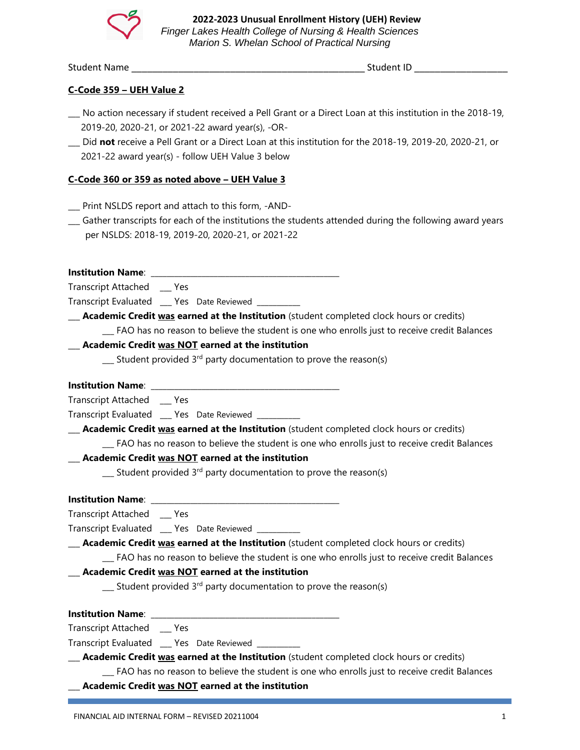**2022-2023 Unusual Enrollment History (UEH) Review**
*Finger Lakes Health College of Nursing & Health Sciences*
*Marion S. Whelan School of Practical Nursing*

Student Name ___________________________________________________ Student ID ____________________

**C-Code 359 – UEH Value 2**

___ No action necessary if student received a Pell Grant or a Direct Loan at this institution in the 2018-19, 2019-20, 2020-21, or 2021-22 award year(s), -OR-

___ Did **not** receive a Pell Grant or a Direct Loan at this institution for the 2018-19, 2019-20, 2020-21, or 2021-22 award year(s) - follow UEH Value 3 below

**C-Code 360 or 359 as noted above – UEH Value 3**

___ Print NSLDS report and attach to this form, -AND-

___ Gather transcripts for each of the institutions the students attended during the following award years per NSLDS: 2018-19, 2019-20, 2020-21, or 2021-22

**Institution Name**: ____________________________________________

Transcript Attached ___ Yes

Transcript Evaluated ___ Yes Date Reviewed __________

___ **Academic Credit was earned at the Institution** (student completed clock hours or credits)

  ___ FAO has no reason to believe the student is one who enrolls just to receive credit Balances

___ **Academic Credit was NOT earned at the institution**

  ___ Student provided 3rd party documentation to prove the reason(s)

**Institution Name**: ____________________________________________

Transcript Attached ___ Yes

Transcript Evaluated ___ Yes Date Reviewed __________

___ **Academic Credit was earned at the Institution** (student completed clock hours or credits)

  ___ FAO has no reason to believe the student is one who enrolls just to receive credit Balances

___ **Academic Credit was NOT earned at the institution**

  ___ Student provided 3rd party documentation to prove the reason(s)

**Institution Name**: ____________________________________________

Transcript Attached ___ Yes

Transcript Evaluated ___ Yes Date Reviewed __________

___ **Academic Credit was earned at the Institution** (student completed clock hours or credits)

  ___ FAO has no reason to believe the student is one who enrolls just to receive credit Balances

___ **Academic Credit was NOT earned at the institution**

  ___ Student provided 3rd party documentation to prove the reason(s)

**Institution Name**: ____________________________________________

Transcript Attached ___ Yes

Transcript Evaluated ___ Yes Date Reviewed __________

___ **Academic Credit was earned at the Institution** (student completed clock hours or credits)

  ___ FAO has no reason to believe the student is one who enrolls just to receive credit Balances

___ **Academic Credit was NOT earned at the institution**

FINANCIAL AID INTERNAL FORM – REVISED 20211004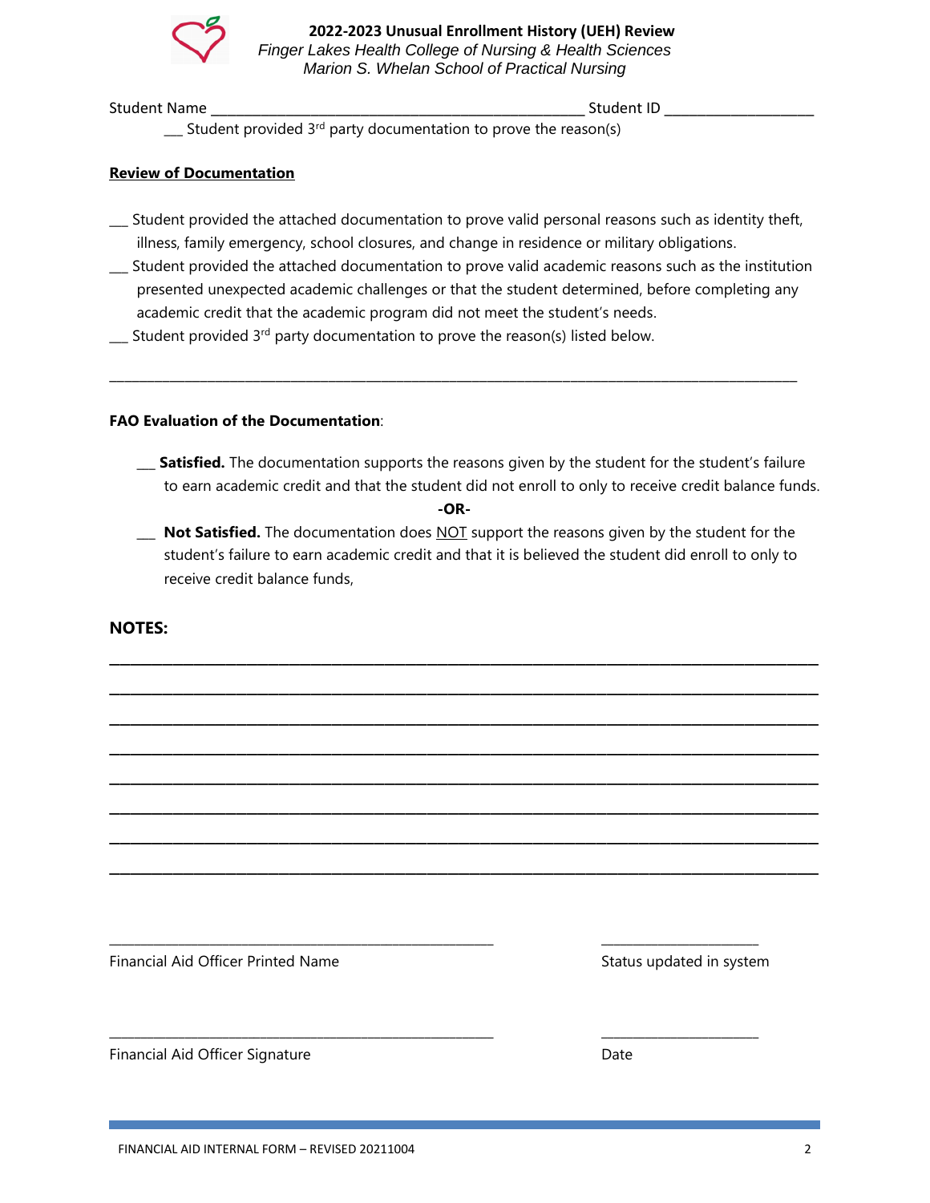**2022-2023 Unusual Enrollment History (UEH) Review**
*Finger Lakes Health College of Nursing & Health Sciences*
*Marion S. Whelan School of Practical Nursing*

Student Name ___________________________________________________ Student ID ____________________

___ Student provided 3rd party documentation to prove the reason(s)

**Review of Documentation**

___ Student provided the attached documentation to prove valid personal reasons such as identity theft, illness, family emergency, school closures, and change in residence or military obligations.

___ Student provided the attached documentation to prove valid academic reasons such as the institution presented unexpected academic challenges or that the student determined, before completing any academic credit that the academic program did not meet the student's needs.

___ Student provided 3rd party documentation to prove the reason(s) listed below.

_____________________________________________________________________________________________

**FAO Evaluation of the Documentation**:

___ **Satisfied.** The documentation supports the reasons given by the student for the student's failure to earn academic credit and that the student did not enroll to only to receive credit balance funds.

**-OR-**

___ **Not Satisfied.** The documentation does NOT support the reasons given by the student for the student's failure to earn academic credit and that it is believed the student did enroll to only to receive credit balance funds,

**NOTES:**

_____________________________________________________________________________________________

_____________________________________________________________________________________________

_____________________________________________________________________________________________

_____________________________________________________________________________________________

_____________________________________________________________________________________________

_____________________________________________________________________________________________

_____________________________________________________________________________________________

_____________________________________________________________________________________________

_______________________________________________ ______________________

Financial Aid Officer Printed Name Status updated in system

_______________________________________________ ______________________

Financial Aid Officer Signature Date

FINANCIAL AID INTERNAL FORM – REVISED 20211004